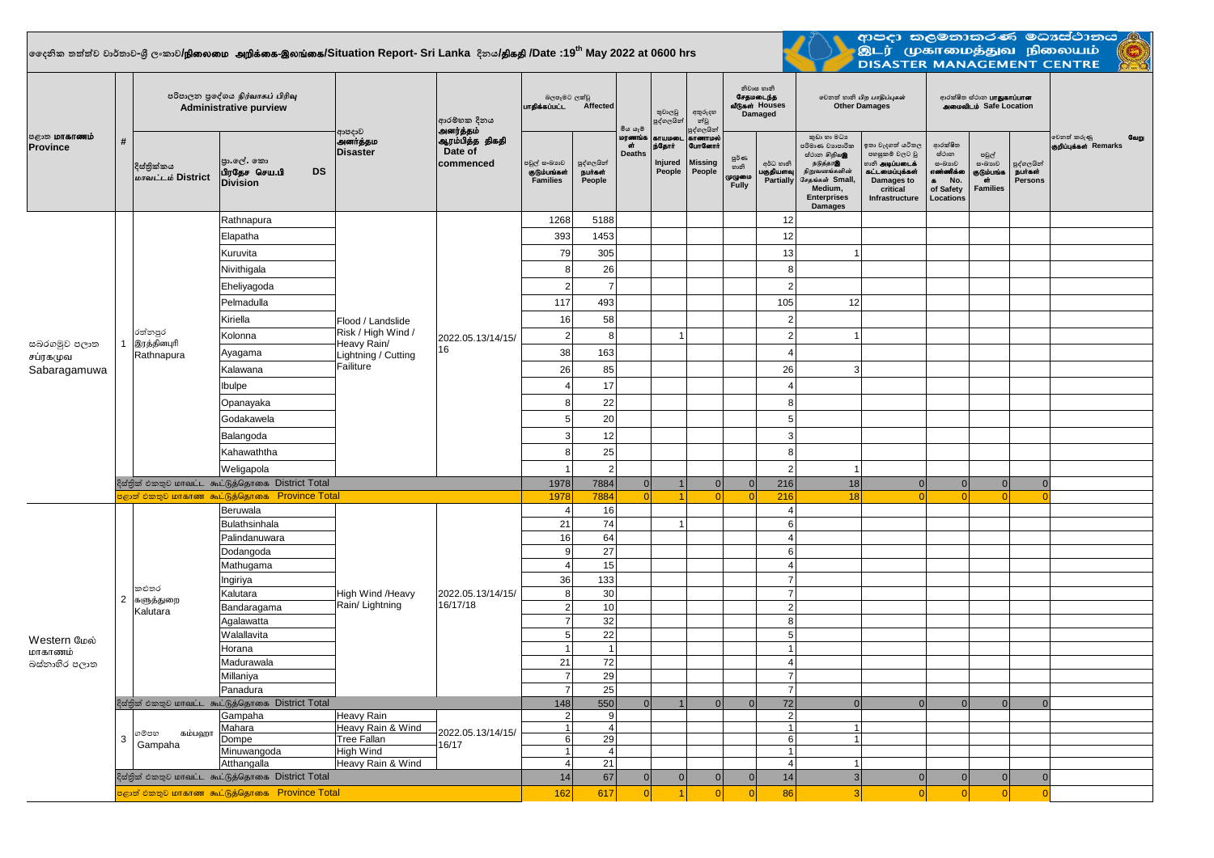# දෛනික තත්ත්ව වාර්තාව-ශ්‍රී ලංකාව/நிலைமை அறிக்கை-இலங்கை/Situation Report- Sri Lanka දිනය/திகதி /Date :19th May 2022 at 0600 hrs

ආපදා කළමනාකරණ මධ්‍යස්ථානය / இடர் முகாமைத்துவ நிலையம் / DISASTER MANAGEMENT CENTRE

| පළාත மாகாணம் Province | # | දිස්ත්‍රික්කය மாவட்டம் District | ප්‍රා.ලේ. කො பிரதேச செய.பி DS Division | ආපදාව அனர்த்தம Disaster | ආරම්භක දිනය அனர்த்தம் ஆரம்பித்த திகதி Date of commenced | බලපෑමට ලක්වූ பாதிக்கப்பட்ட Affected - පවුල් සංඛ්‍යාව குடும்பங்கள் Families | බලපෑමට ලක්වූ பாதிக்கப்பட்ட Affected - පුද්ගලයින් நபர்கள் People | මිය යෑම් மரணங்கள் Deaths | තුවාලවූ පුද්ගලයින් காயமடைந்தோர் Injured People | අතුරුදහන් වූ පුද්ගලයින් காணாமல் போனோர் Missing People | නිවාස හානි சேதமடைந்த வீடுகள் Houses Damaged - පූර්ණ හානි முழுமை Fully | නිවාස හානි சேதமடைந்த வீடுகள் Houses Damaged - අර්ධ හානි பகுதியளவு Partially | වෙනත් හානි பிற பாதிப்புகள் Other Damages - කුඩා හා මධ්‍ය පරිමාණ ව්‍යාපාරික ස්ථාන සිදුවූ හානි சிறு வணிகங்களின் சேதங்கள் Small, Medium, Enterprises Damages | වෙනත් හානි பிற பாதிப்புகள் Other Damages - ඉතා වැදගත් යටිතල පහසුකම් වලට වූ හානි அடிப்படைக் கட்டமைப்புகள் Damages to critical Infrastructure | ආරක්ෂිත ස්ථාන பாதுகாப்பான அமைவிடம் Safe Location - ආරක්ෂිත ස්ථාන සංඛ්‍යාව எண்ணிக்கை No. of Safety Locations | ආරක්ෂිත ස්ථාන Safe Location - පවුල් සංඛ්‍යාව குடும்பங்கள் Families | ආරක්ෂිත ස්ථාන Safe Location - පුද්ගලයින් நபர்கள் Persons | වෙනත් කරුණු வேறு குறிப்புக்கள் Remarks |
|---|---|---|---|---|---|---|---|---|---|---|---|---|---|---|---|---|---|---|
| සබරගමුව පළාත சப்ரகமுவ Sabaragamuwa | 1 | රත්නපුර இரத்தினபுரி Rathnapura | Rathnapura | Flood / Landslide Risk / High Wind / Heavy Rain/ Lightning / Cutting Failiture | 2022.05.13/14/15/16 | 1268 | 5188 | | | | | 12 | | | | | | |
| | | | Elapatha | | | 393 | 1453 | | | | | 12 | | | | | | |
| | | | Kuruvita | | | 79 | 305 | | | | | 13 | 1 | | | | | |
| | | | Nivithigala | | | 8 | 26 | | | | | 8 | | | | | | |
| | | | Eheliyagoda | | | 2 | 7 | | | | | 2 | | | | | | |
| | | | Pelmadulla | | | 117 | 493 | | | | | 105 | 12 | | | | | |
| | | | Kiriella | | | 16 | 58 | | | | | 2 | | | | | | |
| | | | Kolonna | | | 2 | 8 | | 1 | | | 2 | 1 | | | | | |
| | | | Ayagama | | | 38 | 163 | | | | | 4 | | | | | | |
| | | | Kalawana | | | 26 | 85 | | | | | 26 | 3 | | | | | |
| | | | Ibulpe | | | 4 | 17 | | | | | 4 | | | | | | |
| | | | Opanayaka | | | 8 | 22 | | | | | 8 | | | | | | |
| | | | Godakawela | | | 5 | 20 | | | | | 5 | | | | | | |
| | | | Balangoda | | | 3 | 12 | | | | | 3 | | | | | | |
| | | | Kahawaththa | | | 8 | 25 | | | | | 8 | | | | | | |
| | | | Weligapola | | | 1 | 2 | | | | | 2 | 1 | | | | | |
| | | දිස්ත්‍රික් එකතුව மாவட்ட கூட்டுத்தொகை District Total | | | | 1978 | 7884 | 0 | 1 | 0 | 0 | 216 | 18 | 0 | 0 | 0 | 0 | |
| | | පළාත් එකතුව மாகாண கூட்டுத்தொகை Province Total | | | | 1978 | 7884 | 0 | 1 | 0 | 0 | 216 | 18 | 0 | 0 | 0 | 0 | |
| Western மேல் மாகாணம் බස්නාහිර පළාත | 2 | කළුතර களுத்துறை Kalutara | Beruwala | High Wind /Heavy Rain/ Lightning | 2022.05.13/14/15/16/17/18 | 4 | 16 | | | | | 4 | | | | | | |
| | | | Bulathsinhala | | | 21 | 74 | | 1 | | | 6 | | | | | | |
| | | | Palindanuwara | | | 16 | 64 | | | | | 4 | | | | | | |
| | | | Dodangoda | | | 9 | 27 | | | | | 6 | | | | | | |
| | | | Mathugama | | | 4 | 15 | | | | | 4 | | | | | | |
| | | | Ingiriya | | | 36 | 133 | | | | | 7 | | | | | | |
| | | | Kalutara | | | 8 | 30 | | | | | 7 | | | | | | |
| | | | Bandaragama | | | 2 | 10 | | | | | 2 | | | | | | |
| | | | Agalawatta | | | 7 | 32 | | | | | 8 | | | | | | |
| | | | Walallavita | | | 5 | 22 | | | | | 5 | | | | | | |
| | | | Horana | | | 1 | 1 | | | | | 1 | | | | | | |
| | | | Madurawala | | | 21 | 72 | | | | | 4 | | | | | | |
| | | | Millaniya | | | 7 | 29 | | | | | 7 | | | | | | |
| | | | Panadura | | | 7 | 25 | | | | | 7 | | | | | | |
| | | දිස්ත්‍රික් එකතුව மாவட்ட கூட்டுத்தொகை District Total | | | | 148 | 550 | 0 | 1 | 0 | 0 | 72 | 0 | 0 | 0 | 0 | 0 | |
| | 3 | ගම්පහ கம்பஹா Gampaha | Gampaha | Heavy Rain | 2022.05.13/14/15/16/17 | 2 | 9 | | | | | 2 | | | | | | |
| | | | Mahara | Heavy Rain & Wind | | 1 | 4 | | | | | 1 | 1 | | | | | |
| | | | Dompe | Tree Fallan | | 6 | 29 | | | | | 6 | 1 | | | | | |
| | | | Minuwangoda | High Wind | | 1 | 4 | | | | | 1 | | | | | | |
| | | | Atthangalla | Heavy Rain & Wind | | 4 | 21 | | | | | 4 | 1 | | | | | |
| | | දිස්ත්‍රික් එකතුව மாவட்ட கூட்டுத்தொகை District Total | | | | 14 | 67 | 0 | 0 | 0 | 0 | 14 | 3 | 0 | 0 | 0 | 0 | |
| | | පළාත් එකතුව மாகாண கூட்டுத்தொகை Province Total | | | | 162 | 617 | 0 | 1 | 0 | 0 | 86 | 3 | 0 | 0 | 0 | 0 | |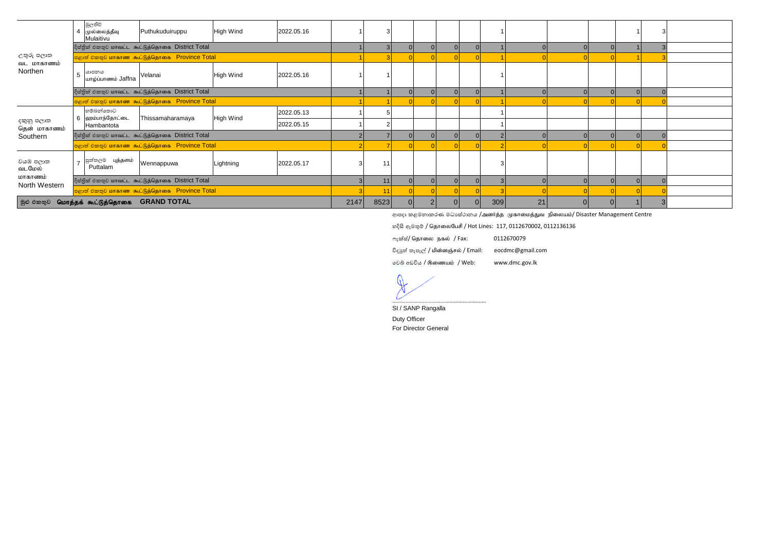| | | | | | | | | | | | | | | | | | |
|---|---|---|---|---|---|---|---|---|---|---|---|---|---|---|---|---|---|
| උතුරු පළාත வட மாகாணம் Northen | 4 | මුලතිව් முல்லைத்தீவு Mulaitivu | Puthukuduiruppu | High Wind | 2022.05.16 | 1 | 3 | | | | | 1 | | | | 1 | 3 |
| | | දිස්ත්‍රික් එකතුව மாவட்ட கூட்டுத்தொகை District Total | | | | 1 | 3 | 0 | 0 | 0 | 0 | 1 | 0 | 0 | 0 | 1 | 3 |
| | | පළාත් එකතුව மாகாண கூட்டுத்தொகை Province Total | | | | 1 | 3 | 0 | 0 | 0 | 0 | 1 | 0 | 0 | 0 | 1 | 3 |
| | 5 | යාපනය யாழ்ப்பாணம் Jaffna | Velanai | High Wind | 2022.05.16 | 1 | 1 | | | | | 1 | | | | | |
| | | දිස්ත්‍රික් එකතුව மாவட்ட கூட்டுத்தொகை District Total | | | | 1 | 1 | 0 | 0 | 0 | 0 | 1 | 0 | 0 | 0 | 0 | 0 |
| | | පළාත් එකතුව மாகாண கூட்டுத்தொகை Province Total | | | | 1 | 1 | 0 | 0 | 0 | 0 | 1 | 0 | 0 | 0 | 0 | 0 |
| දකුණු පළාත தென் மாகாணம் Southern | 6 | හම්බන්තොට ஹம்பாந்தோட்டை Hambantota | Thissamaharamaya | High Wind | 2022.05.13 | 1 | 5 | | | | | 1 | | | | | |
| | | | | | 2022.05.15 | 1 | 2 | | | | | 1 | | | | | |
| | | දිස්ත්‍රික් එකතුව மாவட்ட கூட்டுத்தொகை District Total | | | | 2 | 7 | 0 | 0 | 0 | 0 | 2 | 0 | 0 | 0 | 0 | 0 |
| | | පළාත් එකතුව மாகாண கூட்டுத்தொகை Province Total | | | | 2 | 7 | 0 | 0 | 0 | 0 | 2 | 0 | 0 | 0 | 0 | 0 |
| වයඹ පළාත வடமேல் மாகாணம் North Western | 7 | පුත්තලම புத்தளம் Puttalam | Wennappuwa | Lightning | 2022.05.17 | 3 | 11 | | | | | 3 | | | | | |
| | | දිස්ත්‍රික් එකතුව மாவட்ட கூட்டுத்தொகை District Total | | | | 3 | 11 | 0 | 0 | 0 | 0 | 3 | 0 | 0 | 0 | 0 | 0 |
| | | පළාත් එකතුව மாகாண கூட்டுத்தொகை Province Total | | | | 3 | 11 | 0 | 0 | 0 | 0 | 3 | 0 | 0 | 0 | 0 | 0 |
| මුළු එකතුව மொத்தக் கூட்டுத்தொகை GRAND TOTAL | | | | | | 2147 | 8523 | 0 | 2 | 0 | 0 | 309 | 21 | 0 | 0 | 1 | 3 |

ආපදා කළමනාකරණ මධ්‍යස්ථානය /அனர்த்த முகாமைத்துவ நிலையம்/ Disaster Management Centre

හදිසි ඇමතුම් / தொலைபேசி / Hot Lines: 117, 0112670002, 0112136136

ෆැක්ස්/ தொலை நகல் / Fax: 0112670079

විද්‍යුත් තැපැල් / மின்னஞ்சல் / Email: eocdmc@gmail.com

වෙබ් අඩවිය / இணையம் / Web: www.dmc.gov.lk

..............................................................

SI / SANP Rangalla

Duty Officer

For Director General